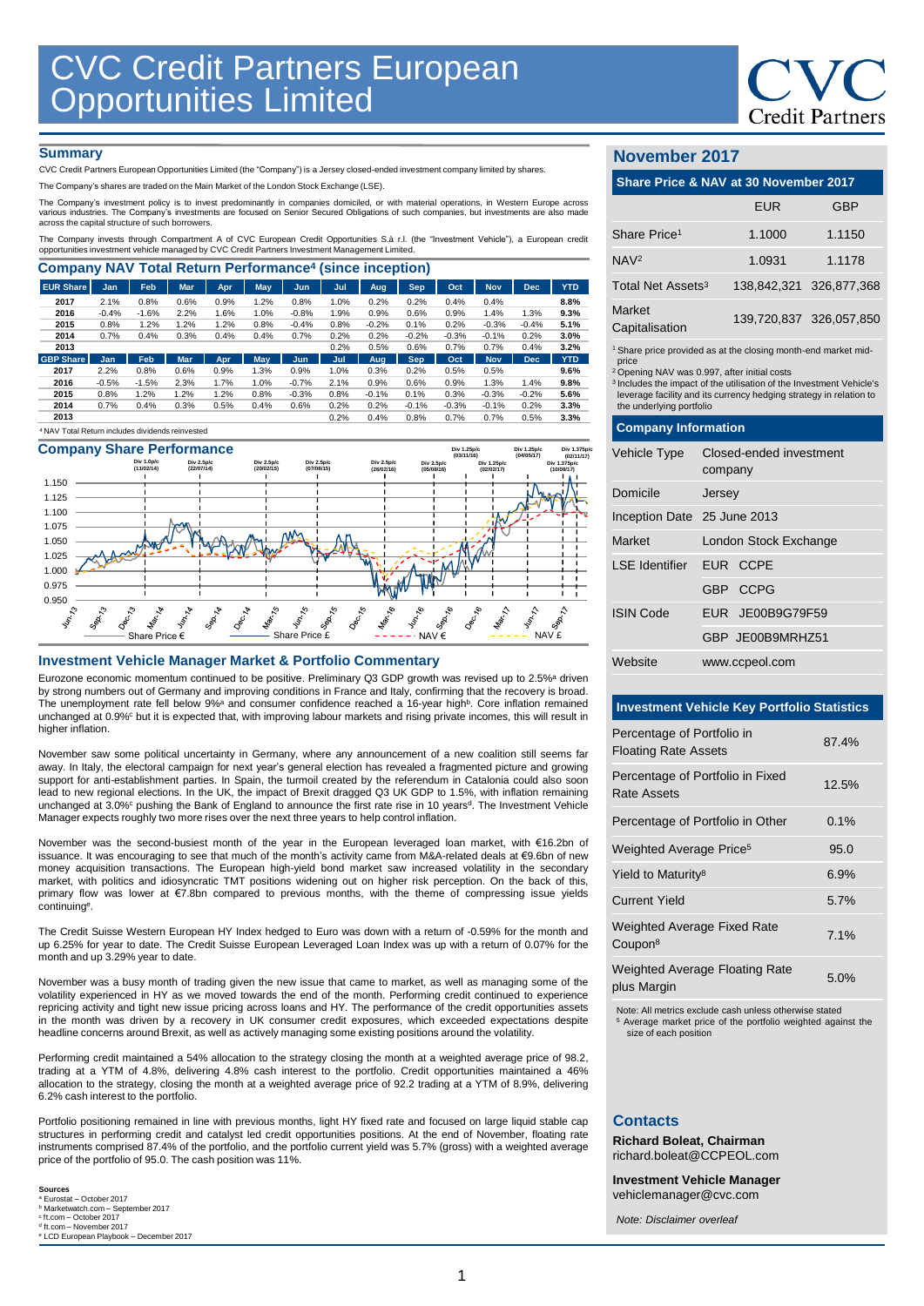# CVC Credit Partners European Opportunities Limited

## Summary

CVC Credit Partners European Opportunities Limited (the "Company") is a Jersey closed-ended investment company limited by shares.

The Company's shares are traded on the Main Market of the London Stock Exchange (LSE).

The Company's investment policy is to invest predominantly in companies domiciled, or with material operations, in Western Europe across various industries. The Company's investments are focused on Senior Secured Obligations of such companies, but investments are also made across the capital structure of such borrowers.

The Company invests through Compartment A of CVC European Credit Opportunities S.à r.l. (the "Investment Vehicle"), a European credit opportunities investment vehicle managed by CVC Credit Partners Investment Management Limited.

## Company NAV Total Return Performance[4] (since inception)

| EUR Share | Jan | Feb | Mar | Apr | May | Jun | Jul | Aug | Sep | Oct | Nov | Dec | YTD |
|---|---|---|---|---|---|---|---|---|---|---|---|---|---|
| 2017 | 2.1% | 0.8% | 0.6% | 0.9% | 1.2% | 0.8% | 1.0% | 0.2% | 0.2% | 0.4% | 0.4% | | 8.8% |
| 2016 | -0.4% | -1.6% | 2.2% | 1.6% | 1.0% | -0.8% | 1.9% | 0.9% | 0.6% | 0.9% | 1.4% | 1.3% | 9.3% |
| 2015 | 0.8% | 1.2% | 1.2% | 1.2% | 0.8% | -0.4% | 0.8% | -0.2% | 0.1% | 0.2% | -0.3% | -0.4% | 5.1% |
| 2014 | 0.7% | 0.4% | 0.3% | 0.4% | 0.4% | 0.7% | 0.2% | 0.2% | -0.2% | -0.3% | -0.1% | 0.2% | 3.0% |
| 2013 | | | | | | | 0.2% | 0.5% | 0.6% | 0.7% | 0.7% | 0.4% | 3.2% |

| GBP Share | Jan | Feb | Mar | Apr | May | Jun | Jul | Aug | Sep | Oct | Nov | Dec | YTD |
|---|---|---|---|---|---|---|---|---|---|---|---|---|---|
| 2017 | 2.2% | 0.8% | 0.6% | 0.9% | 1.3% | 0.9% | 1.0% | 0.3% | 0.2% | 0.5% | 0.5% | | 9.6% |
| 2016 | -0.5% | -1.5% | 2.3% | 1.7% | 1.0% | -0.7% | 2.1% | 0.9% | 0.6% | 0.9% | 1.3% | 1.4% | 9.8% |
| 2015 | 0.8% | 1.2% | 1.2% | 1.2% | 0.8% | -0.3% | 0.8% | -0.1% | 0.1% | 0.3% | -0.3% | -0.2% | 5.6% |
| 2014 | 0.7% | 0.4% | 0.3% | 0.5% | 0.4% | 0.6% | 0.2% | 0.2% | -0.1% | -0.3% | -0.1% | 0.2% | 3.3% |
| 2013 | | | | | | | 0.2% | 0.4% | 0.8% | 0.7% | 0.7% | 0.5% | 3.3% |

[4] NAV Total Return includes dividends reinvested

## Company Share Performance

Div 1.0p/c (11/02/14); Div 2.5p/c (22/07/14); Div 2.5p/c (20/02/15); Div 2.5p/c (07/08/15); Div 2.5p/c (26/02/16); Div 2.5p/c (05/08/16); Div 1.25p/c (03/11/16); Div 1.25p/c (02/02/17); Div 1.25p/c (04/05/17); Div 1.375p/c (10/08/17); Div 1.375p/c (02/11/17)

Share Price € — Share Price £ — NAV € — NAV £

## Investment Vehicle Manager Market & Portfolio Commentary

Eurozone economic momentum continued to be positive. Preliminary Q3 GDP growth was revised up to 2.5%[a] driven by strong numbers out of Germany and improving conditions in France and Italy, confirming that the recovery is broad. The unemployment rate fell below 9%[a] and consumer confidence reached a 16-year high[b]. Core inflation remained unchanged at 0.9%[c] but it is expected that, with improving labour markets and rising private incomes, this will result in higher inflation.

November saw some political uncertainty in Germany, where any announcement of a new coalition still seems far away. In Italy, the electoral campaign for next year's general election has revealed a fragmented picture and growing support for anti-establishment parties. In Spain, the turmoil created by the referendum in Catalonia could also soon lead to new regional elections. In the UK, the impact of Brexit dragged Q3 UK GDP to 1.5%, with inflation remaining unchanged at 3.0%[c] pushing the Bank of England to announce the first rate rise in 10 years[d]. The Investment Vehicle Manager expects roughly two more rises over the next three years to help control inflation.

November was the second-busiest month of the year in the European leveraged loan market, with €16.2bn of issuance. It was encouraging to see that much of the month's activity came from M&A-related deals at €9.6bn of new money acquisition transactions. The European high-yield bond market saw increased volatility in the secondary market, with politics and idiosyncratic TMT positions widening out on higher risk perception. On the back of this, primary flow was lower at €7.8bn compared to previous months, with the theme of compressing issue yields continuing[e].

The Credit Suisse Western European HY Index hedged to Euro was down with a return of -0.59% for the month and up 6.25% for year to date. The Credit Suisse European Leveraged Loan Index was up with a return of 0.07% for the month and up 3.29% year to date.

November was a busy month of trading given the new issue that came to market, as well as managing some of the volatility experienced in HY as we moved towards the end of the month. Performing credit continued to experience repricing activity and tight new issue pricing across loans and HY. The performance of the credit opportunities assets in the month was driven by a recovery in UK consumer credit exposures, which exceeded expectations despite headline concerns around Brexit, as well as actively managing some existing positions around the volatility.

Performing credit maintained a 54% allocation to the strategy closing the month at a weighted average price of 98.2, trading at a YTM of 4.8%, delivering 4.8% cash interest to the portfolio. Credit opportunities maintained a 46% allocation to the strategy, closing the month at a weighted average price of 92.2 trading at a YTM of 8.9%, delivering 6.2% cash interest to the portfolio.

Portfolio positioning remained in line with previous months, light HY fixed rate and focused on large liquid stable cap structures in performing credit and catalyst led credit opportunities positions. At the end of November, floating rate instruments comprised 87.4% of the portfolio, and the portfolio current yield was 5.7% (gross) with a weighted average price of the portfolio of 95.0. The cash position was 11%.

**Sources**
[a] Eurostat – October 2017
[b] Marketwatch.com – September 2017
[c] ft.com – October 2017
[d] ft.com – November 2017
[e] LCD European Playbook – December 2017

## November 2017

### Share Price & NAV at 30 November 2017

| | EUR | GBP |
|---|---|---|
| Share Price[1] | 1.1000 | 1.1150 |
| NAV[2] | 1.0931 | 1.1178 |
| Total Net Assets[3] | 138,842,321 | 326,877,368 |
| Market Capitalisation | 139,720,837 | 326,057,850 |

[1] Share price provided as at the closing month-end market mid-price
[2] Opening NAV was 0.997, after initial costs
[3] Includes the impact of the utilisation of the Investment Vehicle's leverage facility and its currency hedging strategy in relation to the underlying portfolio

### Company Information

| | |
|---|---|
| Vehicle Type | Closed-ended investment company |
| Domicile | Jersey |
| Inception Date | 25 June 2013 |
| Market | London Stock Exchange |
| LSE Identifier | EUR CCPE |
| | GBP CCPG |
| ISIN Code | EUR JE00B9G79F59 |
| | GBP JE00B9MRHZ51 |
| Website | www.ccpeol.com |

### Investment Vehicle Key Portfolio Statistics

| | |
|---|---|
| Percentage of Portfolio in Floating Rate Assets | 87.4% |
| Percentage of Portfolio in Fixed Rate Assets | 12.5% |
| Percentage of Portfolio in Other | 0.1% |
| Weighted Average Price[5] | 95.0 |
| Yield to Maturity[8] | 6.9% |
| Current Yield | 5.7% |
| Weighted Average Fixed Rate Coupon[8] | 7.1% |
| Weighted Average Floating Rate plus Margin | 5.0% |

Note: All metrics exclude cash unless otherwise stated
[5] Average market price of the portfolio weighted against the size of each position

## Contacts

**Richard Boleat, Chairman**
richard.boleat@CCPEOL.com

**Investment Vehicle Manager**
vehiclemanager@cvc.com

*Note: Disclaimer overleaf*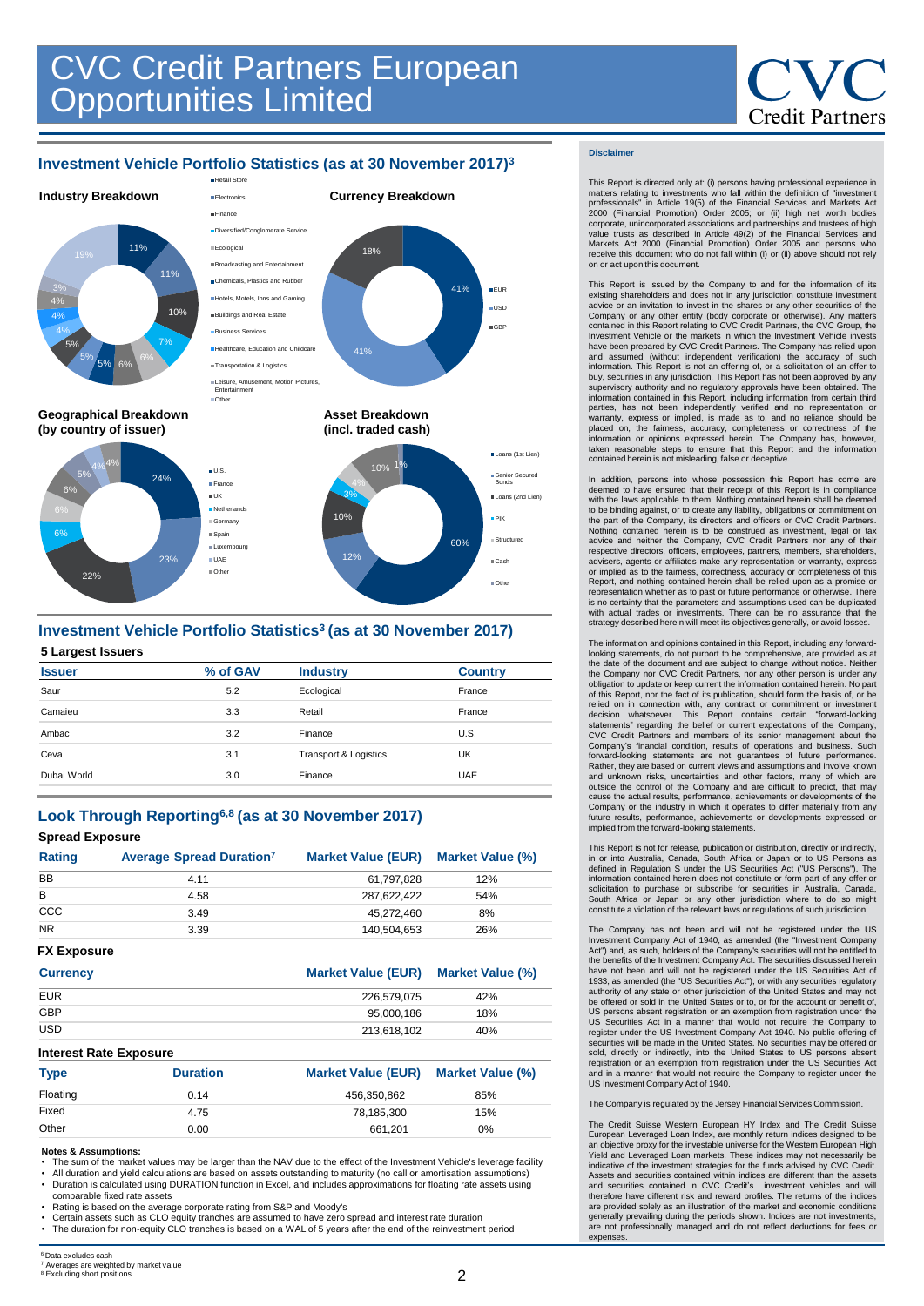# CVC Credit Partners European Opportunities Limited

## Investment Vehicle Portfolio Statistics (as at 30 November 2017)[3]

### Industry Breakdown

11%
11%
10%
7%
6%
6%
5%
5%
5%
4%
4%
4%
3%
19%

Retail Store
Electronics
Finance
Diversified/Conglomerate Service
Ecological
Broadcasting and Entertainment
Chemicals, Plastics and Rubber
Hotels, Motels, Inns and Gaming
Buildings and Real Estate
Business Services
Healthcare, Education and Childcare
Transportation & Logistics
Leisure, Amusement, Motion Pictures, Entertainment
Other

### Currency Breakdown

41%
41%
18%

EUR
USD
GBP

### Geographical Breakdown (by country of issuer)

24%
23%
22%
6%
6%
6%
5%
4%
4%

U.S.
France
UK
Netherlands
Germany
Spain
Luxembourg
UAE
Other

### Asset Breakdown (incl. traded cash)

60%
12%
10%
3%
4%
10%
1%

Loans (1st Lien)
Senior Secured Bonds
Loans (2nd Lien)
PIK
Structured
Cash
Other

## Investment Vehicle Portfolio Statistics[3] (as at 30 November 2017)

### 5 Largest Issuers

| Issuer | % of GAV | Industry | Country |
|---|---|---|---|
| Saur | 5.2 | Ecological | France |
| Camaieu | 3.3 | Retail | France |
| Ambac | 3.2 | Finance | U.S. |
| Ceva | 3.1 | Transport & Logistics | UK |
| Dubai World | 3.0 | Finance | UAE |

## Look Through Reporting[6,8] (as at 30 November 2017)

### Spread Exposure

| Rating | Average Spread Duration[7] | Market Value (EUR) | Market Value (%) |
|---|---|---|---|
| BB | 4.11 | 61,797,828 | 12% |
| B | 4.58 | 287,622,422 | 54% |
| CCC | 3.49 | 45,272,460 | 8% |
| NR | 3.39 | 140,504,653 | 26% |

### FX Exposure

| Currency | Market Value (EUR) | Market Value (%) |
|---|---|---|
| EUR | 226,579,075 | 42% |
| GBP | 95,000,186 | 18% |
| USD | 213,618,102 | 40% |

### Interest Rate Exposure

| Type | Duration | Market Value (EUR) | Market Value (%) |
|---|---|---|---|
| Floating | 0.14 | 456,350,862 | 85% |
| Fixed | 4.75 | 78,185,300 | 15% |
| Other | 0.00 | 661,201 | 0% |

**Notes & Assumptions:**

- The sum of the market values may be larger than the NAV due to the effect of the Investment Vehicle's leverage facility
- All duration and yield calculations are based on assets outstanding to maturity (no call or amortisation assumptions)
- Duration is calculated using DURATION function in Excel, and includes approximations for floating rate assets using comparable fixed rate assets
- Rating is based on the average corporate rating from S&P and Moody's
- Certain assets such as CLO equity tranches are assumed to have zero spread and interest rate duration
- The duration for non-equity CLO tranches is based on a WAL of 5 years after the end of the reinvestment period

[6] Data excludes cash
[7] Averages are weighted by market value
[8] Excluding short positions

### Disclaimer

This Report is directed only at: (i) persons having professional experience in matters relating to investments who fall within the definition of "investment professionals" in Article 19(5) of the Financial Services and Markets Act 2000 (Financial Promotion) Order 2005; or (ii) high net worth bodies corporate, unincorporated associations and partnerships and trustees of high value trusts as described in Article 49(2) of the Financial Services and Markets Act 2000 (Financial Promotion) Order 2005 and persons who receive this document who do not fall within (i) or (ii) above should not rely on or act upon this document.

This Report is issued by the Company to and for the information of its existing shareholders and does not in any jurisdiction constitute investment advice or an invitation to invest in the shares or any other securities of the Company or any other entity (body corporate or otherwise). Any matters contained in this Report relating to CVC Credit Partners, the CVC Group, the Investment Vehicle or the markets in which the Investment Vehicle invests have been prepared by CVC Credit Partners. The Company has relied upon and assumed (without independent verification) the accuracy of such information. This Report is not an offering of, or a solicitation of an offer to buy, securities in any jurisdiction. This Report has not been approved by any supervisory authority and no regulatory approvals have been obtained. The information contained in this Report, including information from certain third parties, has not been independently verified and no representation or warranty, express or implied, is made as to, and no reliance should be placed on, the fairness, accuracy, completeness or correctness of the information or opinions expressed herein. The Company has, however, taken reasonable steps to ensure that this Report and the information contained herein is not misleading, false or deceptive.

In addition, persons into whose possession this Report has come are deemed to have ensured that their receipt of this Report is in compliance with the laws applicable to them. Nothing contained herein shall be deemed to be binding against, or to create any liability, obligations or commitment on the part of the Company, its directors and officers or CVC Credit Partners. Nothing contained herein is to be construed as investment, legal or tax advice and neither the Company, CVC Credit Partners nor any of their respective directors, officers, employees, partners, members, shareholders, advisers, agents or affiliates make any representation or warranty, express or implied as to the fairness, correctness, accuracy or completeness of this Report, and nothing contained herein shall be relied upon as a promise or representation whether as to past or future performance or otherwise. There is no certainty that the parameters and assumptions used can be duplicated with actual trades or investments. There can be no assurance that the strategy described herein will meet its objectives generally, or avoid losses.

The information and opinions contained in this Report, including any forward-looking statements, do not purport to be comprehensive, are provided as at the date of the document and are subject to change without notice. Neither the Company nor CVC Credit Partners, nor any other person is under any obligation to update or keep current the information contained herein. No part of this Report, nor the fact of its publication, should form the basis of, or be relied on in connection with, any contract or commitment or investment decision whatsoever. This Report contains certain "forward-looking statements" regarding the belief or current expectations of the Company, CVC Credit Partners and members of its senior management about the Company's financial condition, results of operations and business. Such forward-looking statements are not guarantees of future performance. Rather, they are based on current views and assumptions and involve known and unknown risks, uncertainties and other factors, many of which are outside the control of the Company and are difficult to predict, that may cause the actual results, performance, achievements or developments of the Company or the industry in which it operates to differ materially from any future results, performance, achievements or developments expressed or implied from the forward-looking statements.

This Report is not for release, publication or distribution, directly or indirectly, in or into Australia, Canada, South Africa or Japan or to US Persons as defined in Regulation S under the US Securities Act ("US Persons"). The information contained herein does not constitute or form part of any offer or solicitation to purchase or subscribe for securities in Australia, Canada, South Africa or Japan or any other jurisdiction where to do so might constitute a violation of the relevant laws or regulations of such jurisdiction.

The Company has not been and will not be registered under the US Investment Company Act of 1940, as amended (the "Investment Company Act") and, as such, holders of the Company's securities will not be entitled to the benefits of the Investment Company Act. The securities discussed herein have not been and will not be registered under the US Securities Act of 1933, as amended (the "US Securities Act"), or with any securities regulatory authority of any state or other jurisdiction of the United States and may not be offered or sold in the United States or to, or for the account or benefit of, US persons absent registration or an exemption from registration under the US Securities Act in a manner that would not require the Company to register under the US Investment Company Act 1940. No public offering of securities will be made in the United States. No securities may be offered or sold, directly or indirectly, into the United States to US persons absent registration or an exemption from registration under the US Securities Act and in a manner that would not require the Company to register under the US Investment Company Act of 1940.

The Company is regulated by the Jersey Financial Services Commission.

The Credit Suisse Western European HY Index and The Credit Suisse European Leveraged Loan Index, are monthly return indices designed to be an objective proxy for the investable universe for the Western European High Yield and Leveraged Loan markets. These indices may not necessarily be indicative of the investment strategies for the funds advised by CVC Credit. Assets and securities contained within indices are different than the assets and securities contained in CVC Credit's investment vehicles and will therefore have different risk and reward profiles. The returns of the indices are provided solely as an illustration of the market and economic conditions generally prevailing during the periods shown. Indices are not investments, are not professionally managed and do not reflect deductions for fees or expenses.